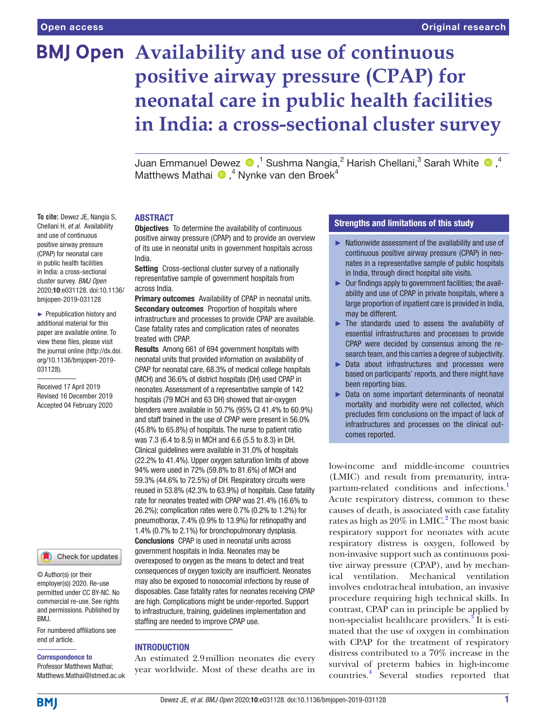# Availability and use of continuous positive airway pressure (CPAP) for neonatal care in public health facilities in India: a cross-sectional cluster survey

Juan Emmanuel Dewez,[1] Sushma Nangia,[2] Harish Chellani,[3] Sarah White,[4] Matthews Mathai,[4] Nynke van den Broek[4]

**To cite:** Dewez JE, Nangia S, Chellani H, *et al*. Availability and use of continuous positive airway pressure (CPAP) for neonatal care in public health facilities in India: a cross-sectional cluster survey. *BMJ Open* 2020;**10**:e031128. doi:10.1136/bmjopen-2019-031128

► Prepublication history and additional material for this paper are available online. To view these files, please visit the journal online (http://dx.doi.org/10.1136/bmjopen-2019-031128).

Received 17 April 2019
Revised 16 December 2019
Accepted 04 February 2020

© Author(s) (or their employer(s)) 2020. Re-use permitted under CC BY-NC. No commercial re-use. See rights and permissions. Published by BMJ.

For numbered affiliations see end of article.

**Correspondence to**
Professor Matthews Mathai; Matthews.Mathai@lstmed.ac.uk

## ABSTRACT

**Objectives** To determine the availability of continuous positive airway pressure (CPAP) and to provide an overview of its use in neonatal units in government hospitals across India.

**Setting** Cross-sectional cluster survey of a nationally representative sample of government hospitals from across India.

**Primary outcomes** Availability of CPAP in neonatal units.

**Secondary outcomes** Proportion of hospitals where infrastructure and processes to provide CPAP are available. Case fatality rates and complication rates of neonates treated with CPAP.

**Results** Among 661 of 694 government hospitals with neonatal units that provided information on availability of CPAP for neonatal care, 68.3% of medical college hospitals (MCH) and 36.6% of district hospitals (DH) used CPAP in neonates. Assessment of a representative sample of 142 hospitals (79 MCH and 63 DH) showed that air-oxygen blenders were available in 50.7% (95% CI 41.4% to 60.9%) and staff trained in the use of CPAP were present in 56.0% (45.8% to 65.8%) of hospitals. The nurse to patient ratio was 7.3 (6.4 to 8.5) in MCH and 6.6 (5.5 to 8.3) in DH. Clinical guidelines were available in 31.0% of hospitals (22.2% to 41.4%). Upper oxygen saturation limits of above 94% were used in 72% (59.8% to 81.6%) of MCH and 59.3% (44.6% to 72.5%) of DH. Respiratory circuits were reused in 53.8% (42.3% to 63.9%) of hospitals. Case fatality rate for neonates treated with CPAP was 21.4% (16.6% to 26.2%); complication rates were 0.7% (0.2% to 1.2%) for pneumothorax, 7.4% (0.9% to 13.9%) for retinopathy and 1.4% (0.7% to 2.1%) for bronchopulmonary dysplasia.

**Conclusions** CPAP is used in neonatal units across government hospitals in India. Neonates may be overexposed to oxygen as the means to detect and treat consequences of oxygen toxicity are insufficient. Neonates may also be exposed to nosocomial infections by reuse of disposables. Case fatality rates for neonates receiving CPAP are high. Complications might be under-reported. Support to infrastructure, training, guidelines implementation and staffing are needed to improve CPAP use.

## Strengths and limitations of this study

- ► Nationwide assessment of the availability and use of continuous positive airway pressure (CPAP) in neonates in a representative sample of public hospitals in India, through direct hospital site visits.
- ► Our findings apply to government facilities; the availability and use of CPAP in private hospitals, where a large proportion of inpatient care is provided in India, may be different.
- ► The standards used to assess the availability of essential infrastructures and processes to provide CPAP were decided by consensus among the research team, and this carries a degree of subjectivity.
- ► Data about infrastructures and processes were based on participants' reports, and there might have been reporting bias.
- ► Data on some important determinants of neonatal mortality and morbidity were not collected, which precludes firm conclusions on the impact of lack of infrastructures and processes on the clinical outcomes reported.

## INTRODUCTION

An estimated 2.9 million neonates die every year worldwide. Most of these deaths are in low-income and middle-income countries (LMIC) and result from prematurity, intrapartum-related conditions and infections.[1] Acute respiratory distress, common to these causes of death, is associated with case fatality rates as high as 20% in LMIC.[2] The most basic respiratory support for neonates with acute respiratory distress is oxygen, followed by non-invasive support such as continuous positive airway pressure (CPAP), and by mechanical ventilation. Mechanical ventilation involves endotracheal intubation, an invasive procedure requiring high technical skills. In contrast, CPAP can in principle be applied by non-specialist healthcare providers.[3] It is estimated that the use of oxygen in combination with CPAP for the treatment of respiratory distress contributed to a 70% increase in the survival of preterm babies in high-income countries.[4] Several studies reported that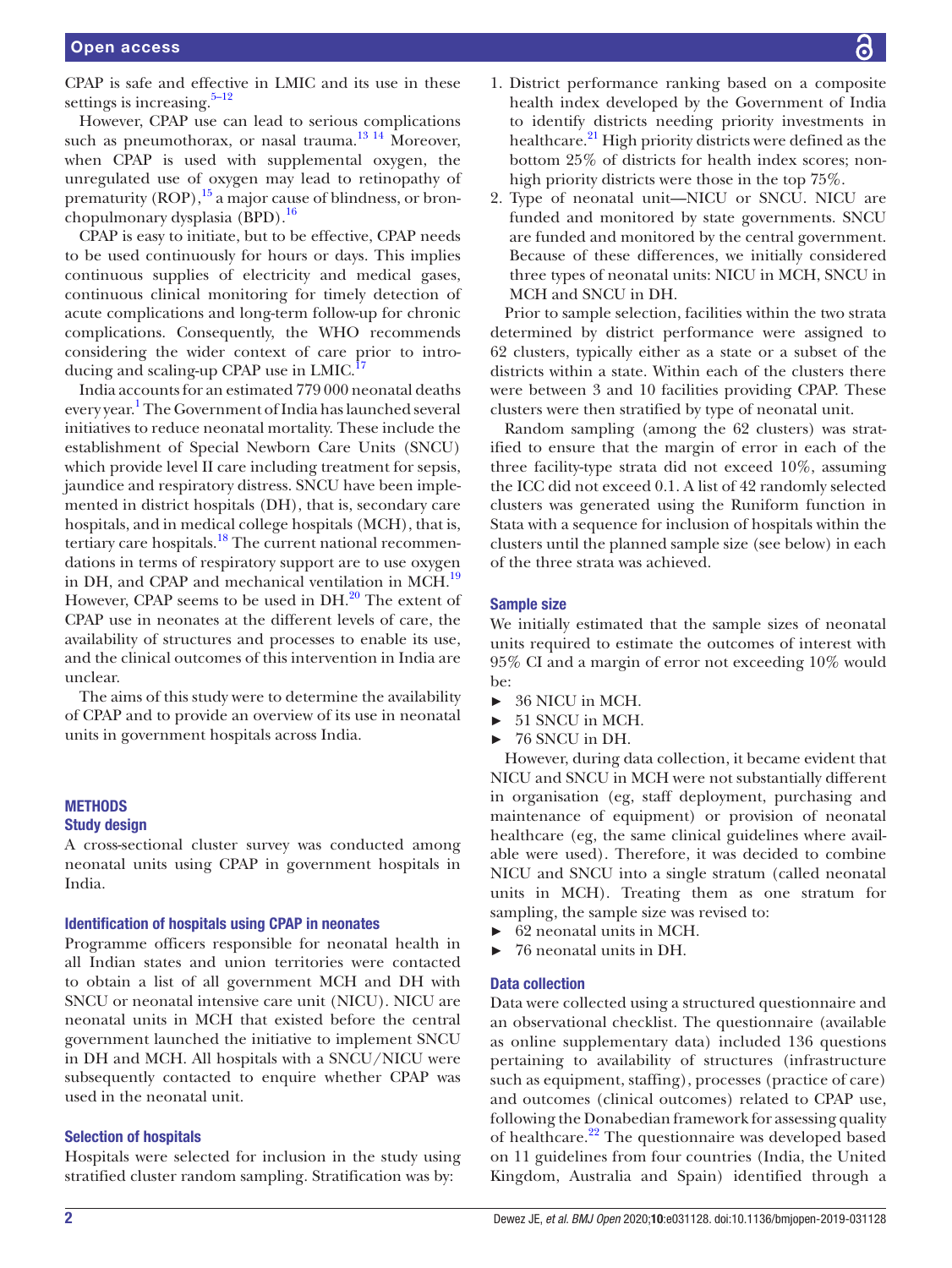CPAP is safe and effective in LMIC and its use in these settings is increasing.[5–12]

However, CPAP use can lead to serious complications such as pneumothorax, or nasal trauma.[13 14] Moreover, when CPAP is used with supplemental oxygen, the unregulated use of oxygen may lead to retinopathy of prematurity (ROP),[15] a major cause of blindness, or bronchopulmonary dysplasia (BPD).[16]

CPAP is easy to initiate, but to be effective, CPAP needs to be used continuously for hours or days. This implies continuous supplies of electricity and medical gases, continuous clinical monitoring for timely detection of acute complications and long-term follow-up for chronic complications. Consequently, the WHO recommends considering the wider context of care prior to introducing and scaling-up CPAP use in LMIC.[17]

India accounts for an estimated 779 000 neonatal deaths every year.[1] The Government of India has launched several initiatives to reduce neonatal mortality. These include the establishment of Special Newborn Care Units (SNCU) which provide level II care including treatment for sepsis, jaundice and respiratory distress. SNCU have been implemented in district hospitals (DH), that is, secondary care hospitals, and in medical college hospitals (MCH), that is, tertiary care hospitals.[18] The current national recommendations in terms of respiratory support are to use oxygen in DH, and CPAP and mechanical ventilation in MCH.[19] However, CPAP seems to be used in DH.[20] The extent of CPAP use in neonates at the different levels of care, the availability of structures and processes to enable its use, and the clinical outcomes of this intervention in India are unclear.

The aims of this study were to determine the availability of CPAP and to provide an overview of its use in neonatal units in government hospitals across India.

## METHODS

### Study design

A cross-sectional cluster survey was conducted among neonatal units using CPAP in government hospitals in India.

#### Identification of hospitals using CPAP in neonates

Programme officers responsible for neonatal health in all Indian states and union territories were contacted to obtain a list of all government MCH and DH with SNCU or neonatal intensive care unit (NICU). NICU are neonatal units in MCH that existed before the central government launched the initiative to implement SNCU in DH and MCH. All hospitals with a SNCU/NICU were subsequently contacted to enquire whether CPAP was used in the neonatal unit.

#### Selection of hospitals

Hospitals were selected for inclusion in the study using stratified cluster random sampling. Stratification was by:

1. District performance ranking based on a composite health index developed by the Government of India to identify districts needing priority investments in healthcare.[21] High priority districts were defined as the bottom 25% of districts for health index scores; non-high priority districts were those in the top 75%.
2. Type of neonatal unit—NICU or SNCU. NICU are funded and monitored by state governments. SNCU are funded and monitored by the central government. Because of these differences, we initially considered three types of neonatal units: NICU in MCH, SNCU in MCH and SNCU in DH.

Prior to sample selection, facilities within the two strata determined by district performance were assigned to 62 clusters, typically either as a state or a subset of the districts within a state. Within each of the clusters there were between 3 and 10 facilities providing CPAP. These clusters were then stratified by type of neonatal unit.

Random sampling (among the 62 clusters) was stratified to ensure that the margin of error in each of the three facility-type strata did not exceed 10%, assuming the ICC did not exceed 0.1. A list of 42 randomly selected clusters was generated using the Runiform function in Stata with a sequence for inclusion of hospitals within the clusters until the planned sample size (see below) in each of the three strata was achieved.

### Sample size

We initially estimated that the sample sizes of neonatal units required to estimate the outcomes of interest with 95% CI and a margin of error not exceeding 10% would be:

- 36 NICU in MCH.
- 51 SNCU in MCH.
- 76 SNCU in DH.

However, during data collection, it became evident that NICU and SNCU in MCH were not substantially different in organisation (eg, staff deployment, purchasing and maintenance of equipment) or provision of neonatal healthcare (eg, the same clinical guidelines where available were used). Therefore, it was decided to combine NICU and SNCU into a single stratum (called neonatal units in MCH). Treating them as one stratum for sampling, the sample size was revised to:

- 62 neonatal units in MCH.
- 76 neonatal units in DH.

### Data collection

Data were collected using a structured questionnaire and an observational checklist. The questionnaire (available as online supplementary data) included 136 questions pertaining to availability of structures (infrastructure such as equipment, staffing), processes (practice of care) and outcomes (clinical outcomes) related to CPAP use, following the Donabedian framework for assessing quality of healthcare.[22] The questionnaire was developed based on 11 guidelines from four countries (India, the United Kingdom, Australia and Spain) identified through a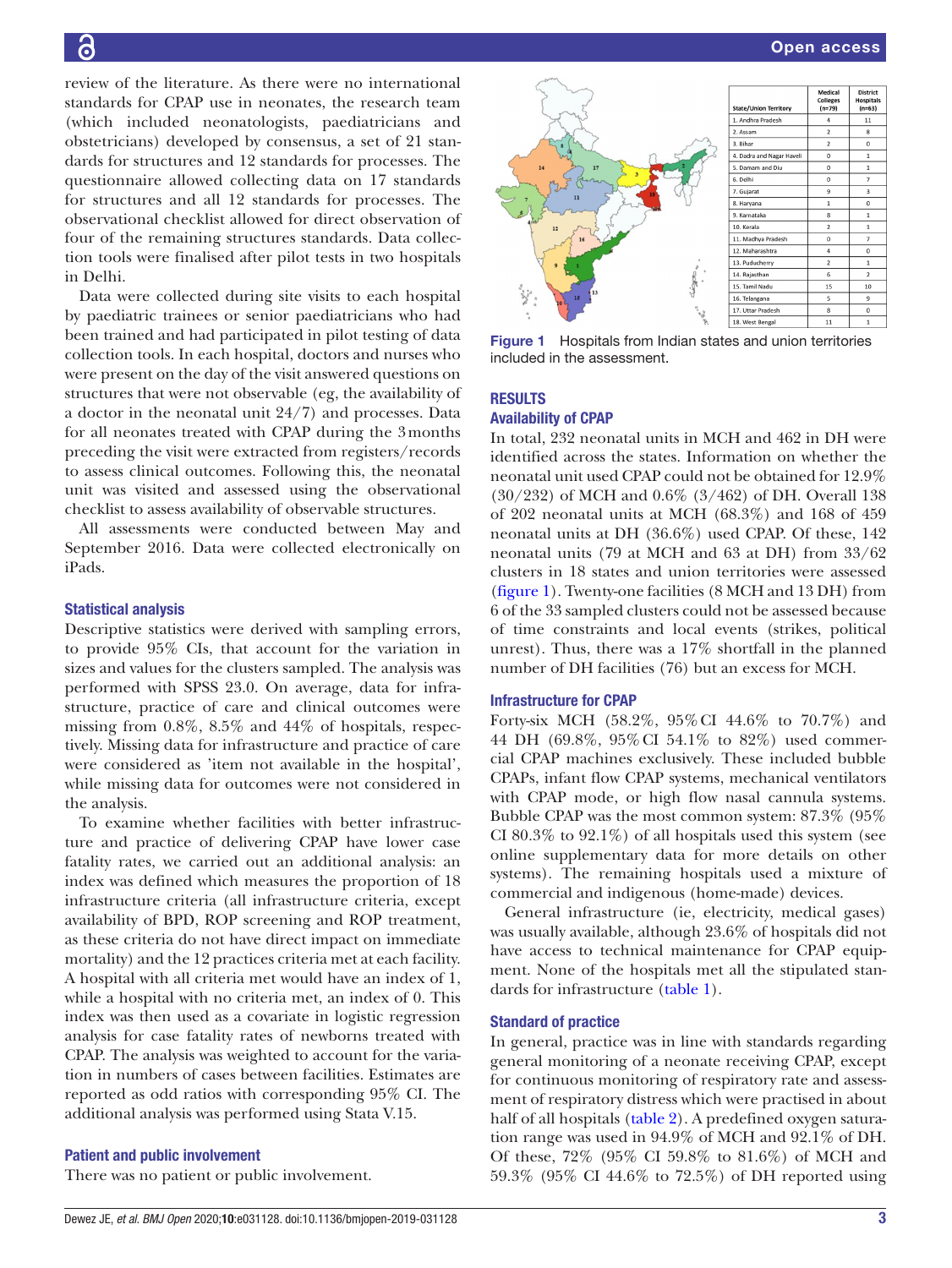review of the literature. As there were no international standards for CPAP use in neonates, the research team (which included neonatologists, paediatricians and obstetricians) developed by consensus, a set of 21 standards for structures and 12 standards for processes. The questionnaire allowed collecting data on 17 standards for structures and all 12 standards for processes. The observational checklist allowed for direct observation of four of the remaining structures standards. Data collection tools were finalised after pilot tests in two hospitals in Delhi.

Data were collected during site visits to each hospital by paediatric trainees or senior paediatricians who had been trained and had participated in pilot testing of data collection tools. In each hospital, doctors and nurses who were present on the day of the visit answered questions on structures that were not observable (eg, the availability of a doctor in the neonatal unit 24/7) and processes. Data for all neonates treated with CPAP during the 3 months preceding the visit were extracted from registers/records to assess clinical outcomes. Following this, the neonatal unit was visited and assessed using the observational checklist to assess availability of observable structures.

All assessments were conducted between May and September 2016. Data were collected electronically on iPads.

### Statistical analysis

Descriptive statistics were derived with sampling errors, to provide 95% CIs, that account for the variation in sizes and values for the clusters sampled. The analysis was performed with SPSS 23.0. On average, data for infrastructure, practice of care and clinical outcomes were missing from 0.8%, 8.5% and 44% of hospitals, respectively. Missing data for infrastructure and practice of care were considered as 'item not available in the hospital', while missing data for outcomes were not considered in the analysis.

To examine whether facilities with better infrastructure and practice of delivering CPAP have lower case fatality rates, we carried out an additional analysis: an index was defined which measures the proportion of 18 infrastructure criteria (all infrastructure criteria, except availability of BPD, ROP screening and ROP treatment, as these criteria do not have direct impact on immediate mortality) and the 12 practices criteria met at each facility. A hospital with all criteria met would have an index of 1, while a hospital with no criteria met, an index of 0. This index was then used as a covariate in logistic regression analysis for case fatality rates of newborns treated with CPAP. The analysis was weighted to account for the variation in numbers of cases between facilities. Estimates are reported as odd ratios with corresponding 95% CI. The additional analysis was performed using Stata V.15.

### Patient and public involvement

There was no patient or public involvement.

| State/Union Territory | Medical Colleges (n=79) | District Hospitals (n=63) |
|---|---|---|
| 1. Andhra Pradesh | 4 | 11 |
| 2. Assam | 2 | 8 |
| 3. Bihar | 2 | 0 |
| 4. Dadra and Nagar Haveli | 0 | 1 |
| 5. Daman and Diu | 0 | 1 |
| 6. Delhi | 0 | 7 |
| 7. Gujarat | 9 | 3 |
| 8. Haryana | 1 | 0 |
| 9. Karnataka | 8 | 1 |
| 10. Kerala | 2 | 1 |
| 11. Madhya Pradesh | 0 | 7 |
| 12. Maharashtra | 4 | 0 |
| 13. Puducherry | 2 | 1 |
| 14. Rajasthan | 6 | 2 |
| 15. Tamil Nadu | 15 | 10 |
| 16. Telangana | 5 | 9 |
| 17. Uttar Pradesh | 8 | 0 |
| 18. West Bengal | 11 | 1 |

**Figure 1** Hospitals from Indian states and union territories included in the assessment.

## RESULTS

### Availability of CPAP

In total, 232 neonatal units in MCH and 462 in DH were identified across the states. Information on whether the neonatal unit used CPAP could not be obtained for 12.9% (30/232) of MCH and 0.6% (3/462) of DH. Overall 138 of 202 neonatal units at MCH (68.3%) and 168 of 459 neonatal units at DH (36.6%) used CPAP. Of these, 142 neonatal units (79 at MCH and 63 at DH) from 33/62 clusters in 18 states and union territories were assessed (figure 1). Twenty-one facilities (8 MCH and 13 DH) from 6 of the 33 sampled clusters could not be assessed because of time constraints and local events (strikes, political unrest). Thus, there was a 17% shortfall in the planned number of DH facilities (76) but an excess for MCH.

### Infrastructure for CPAP

Forty-six MCH (58.2%, 95% CI 44.6% to 70.7%) and 44 DH (69.8%, 95% CI 54.1% to 82%) used commercial CPAP machines exclusively. These included bubble CPAPs, infant flow CPAP systems, mechanical ventilators with CPAP mode, or high flow nasal cannula systems. Bubble CPAP was the most common system: 87.3% (95% CI 80.3% to 92.1%) of all hospitals used this system (see online supplementary data for more details on other systems). The remaining hospitals used a mixture of commercial and indigenous (home-made) devices.

General infrastructure (ie, electricity, medical gases) was usually available, although 23.6% of hospitals did not have access to technical maintenance for CPAP equipment. None of the hospitals met all the stipulated standards for infrastructure (table 1).

### Standard of practice

In general, practice was in line with standards regarding general monitoring of a neonate receiving CPAP, except for continuous monitoring of respiratory rate and assessment of respiratory distress which were practised in about half of all hospitals (table 2). A predefined oxygen saturation range was used in 94.9% of MCH and 92.1% of DH. Of these, 72% (95% CI 59.8% to 81.6%) of MCH and 59.3% (95% CI 44.6% to 72.5%) of DH reported using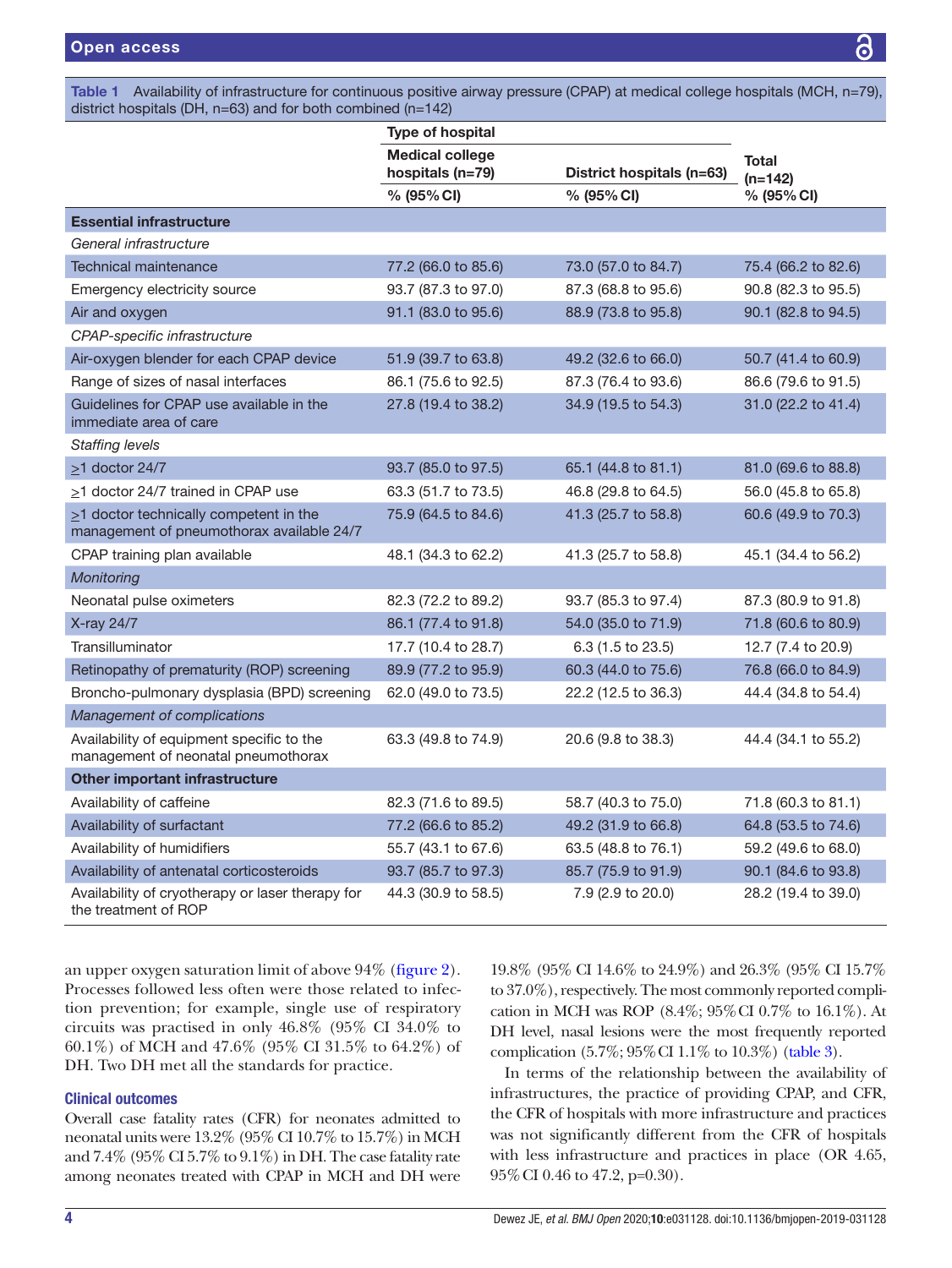**Table 1** Availability of infrastructure for continuous positive airway pressure (CPAP) at medical college hospitals (MCH, n=79), district hospitals (DH, n=63) and for both combined (n=142)

| | Type of hospital | | |
|---|---|---|---|
| | Medical college hospitals (n=79) | District hospitals (n=63) | Total (n=142) |
| | % (95% CI) | % (95% CI) | % (95% CI) |
| **Essential infrastructure** | | | |
| *General infrastructure* | | | |
| Technical maintenance | 77.2 (66.0 to 85.6) | 73.0 (57.0 to 84.7) | 75.4 (66.2 to 82.6) |
| Emergency electricity source | 93.7 (87.3 to 97.0) | 87.3 (68.8 to 95.6) | 90.8 (82.3 to 95.5) |
| Air and oxygen | 91.1 (83.0 to 95.6) | 88.9 (73.8 to 95.8) | 90.1 (82.8 to 94.5) |
| *CPAP-specific infrastructure* | | | |
| Air-oxygen blender for each CPAP device | 51.9 (39.7 to 63.8) | 49.2 (32.6 to 66.0) | 50.7 (41.4 to 60.9) |
| Range of sizes of nasal interfaces | 86.1 (75.6 to 92.5) | 87.3 (76.4 to 93.6) | 86.6 (79.6 to 91.5) |
| Guidelines for CPAP use available in the immediate area of care | 27.8 (19.4 to 38.2) | 34.9 (19.5 to 54.3) | 31.0 (22.2 to 41.4) |
| *Staffing levels* | | | |
| ≥1 doctor 24/7 | 93.7 (85.0 to 97.5) | 65.1 (44.8 to 81.1) | 81.0 (69.6 to 88.8) |
| ≥1 doctor 24/7 trained in CPAP use | 63.3 (51.7 to 73.5) | 46.8 (29.8 to 64.5) | 56.0 (45.8 to 65.8) |
| ≥1 doctor technically competent in the management of pneumothorax available 24/7 | 75.9 (64.5 to 84.6) | 41.3 (25.7 to 58.8) | 60.6 (49.9 to 70.3) |
| CPAP training plan available | 48.1 (34.3 to 62.2) | 41.3 (25.7 to 58.8) | 45.1 (34.4 to 56.2) |
| *Monitoring* | | | |
| Neonatal pulse oximeters | 82.3 (72.2 to 89.2) | 93.7 (85.3 to 97.4) | 87.3 (80.9 to 91.8) |
| X-ray 24/7 | 86.1 (77.4 to 91.8) | 54.0 (35.0 to 71.9) | 71.8 (60.6 to 80.9) |
| Transilluminator | 17.7 (10.4 to 28.7) | 6.3 (1.5 to 23.5) | 12.7 (7.4 to 20.9) |
| Retinopathy of prematurity (ROP) screening | 89.9 (77.2 to 95.9) | 60.3 (44.0 to 75.6) | 76.8 (66.0 to 84.9) |
| Broncho-pulmonary dysplasia (BPD) screening | 62.0 (49.0 to 73.5) | 22.2 (12.5 to 36.3) | 44.4 (34.8 to 54.4) |
| *Management of complications* | | | |
| Availability of equipment specific to the management of neonatal pneumothorax | 63.3 (49.8 to 74.9) | 20.6 (9.8 to 38.3) | 44.4 (34.1 to 55.2) |
| **Other important infrastructure** | | | |
| Availability of caffeine | 82.3 (71.6 to 89.5) | 58.7 (40.3 to 75.0) | 71.8 (60.3 to 81.1) |
| Availability of surfactant | 77.2 (66.6 to 85.2) | 49.2 (31.9 to 66.8) | 64.8 (53.5 to 74.6) |
| Availability of humidifiers | 55.7 (43.1 to 67.6) | 63.5 (48.8 to 76.1) | 59.2 (49.6 to 68.0) |
| Availability of antenatal corticosteroids | 93.7 (85.7 to 97.3) | 85.7 (75.9 to 91.9) | 90.1 (84.6 to 93.8) |
| Availability of cryotherapy or laser therapy for the treatment of ROP | 44.3 (30.9 to 58.5) | 7.9 (2.9 to 20.0) | 28.2 (19.4 to 39.0) |

an upper oxygen saturation limit of above 94% (figure 2). Processes followed less often were those related to infection prevention; for example, single use of respiratory circuits was practised in only 46.8% (95% CI 34.0% to 60.1%) of MCH and 47.6% (95% CI 31.5% to 64.2%) of DH. Two DH met all the standards for practice.

### Clinical outcomes

Overall case fatality rates (CFR) for neonates admitted to neonatal units were 13.2% (95% CI 10.7% to 15.7%) in MCH and 7.4% (95% CI 5.7% to 9.1%) in DH. The case fatality rate among neonates treated with CPAP in MCH and DH were 19.8% (95% CI 14.6% to 24.9%) and 26.3% (95% CI 15.7% to 37.0%), respectively. The most commonly reported complication in MCH was ROP (8.4%; 95% CI 0.7% to 16.1%). At DH level, nasal lesions were the most frequently reported complication (5.7%; 95% CI 1.1% to 10.3%) (table 3).

In terms of the relationship between the availability of infrastructures, the practice of providing CPAP, and CFR, the CFR of hospitals with more infrastructure and practices was not significantly different from the CFR of hospitals with less infrastructure and practices in place (OR 4.65, 95% CI 0.46 to 47.2, p=0.30).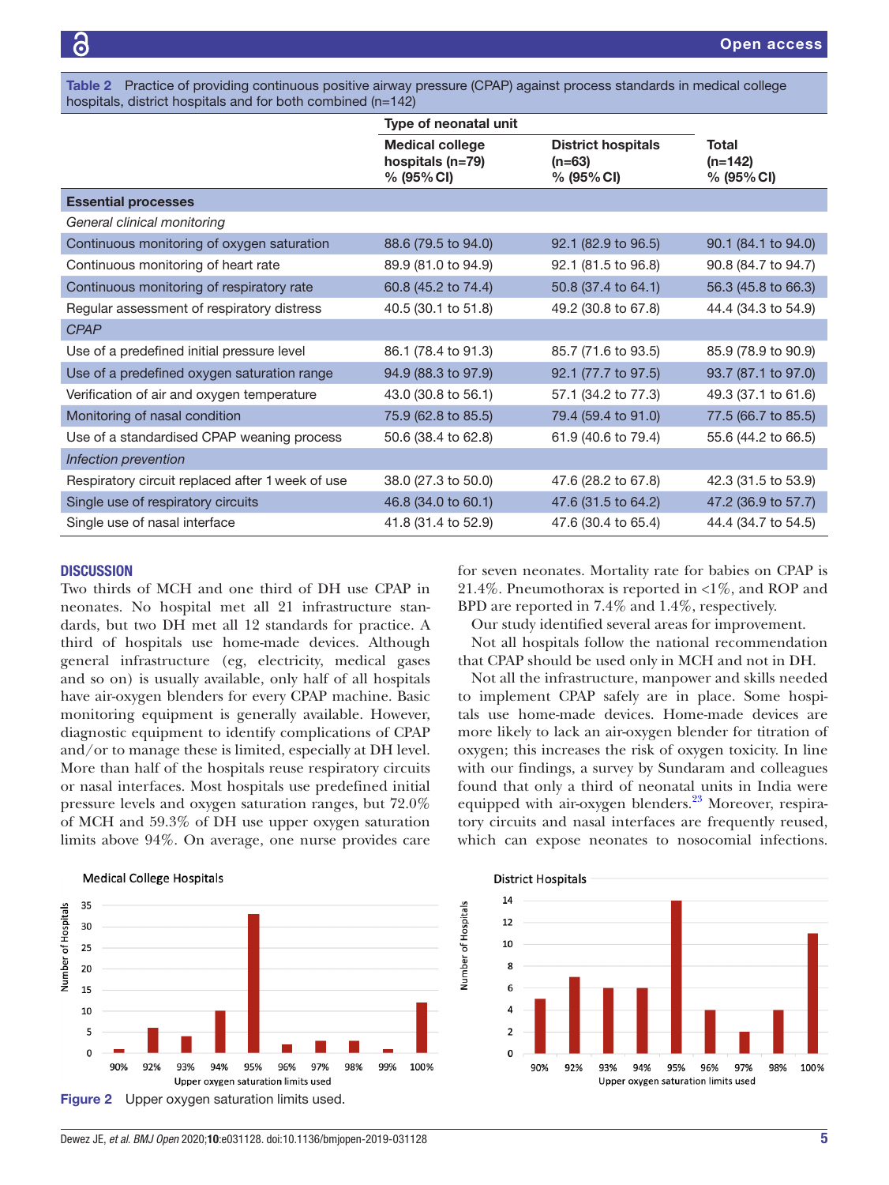**Table 2** Practice of providing continuous positive airway pressure (CPAP) against process standards in medical college hospitals, district hospitals and for both combined (n=142)

| | Type of neonatal unit | | |
|---|---|---|---|
| | Medical college hospitals (n=79) % (95% CI) | District hospitals (n=63) % (95% CI) | Total (n=142) % (95% CI) |
| **Essential processes** | | | |
| *General clinical monitoring* | | | |
| Continuous monitoring of oxygen saturation | 88.6 (79.5 to 94.0) | 92.1 (82.9 to 96.5) | 90.1 (84.1 to 94.0) |
| Continuous monitoring of heart rate | 89.9 (81.0 to 94.9) | 92.1 (81.5 to 96.8) | 90.8 (84.7 to 94.7) |
| Continuous monitoring of respiratory rate | 60.8 (45.2 to 74.4) | 50.8 (37.4 to 64.1) | 56.3 (45.8 to 66.3) |
| Regular assessment of respiratory distress | 40.5 (30.1 to 51.8) | 49.2 (30.8 to 67.8) | 44.4 (34.3 to 54.9) |
| *CPAP* | | | |
| Use of a predefined initial pressure level | 86.1 (78.4 to 91.3) | 85.7 (71.6 to 93.5) | 85.9 (78.9 to 90.9) |
| Use of a predefined oxygen saturation range | 94.9 (88.3 to 97.9) | 92.1 (77.7 to 97.5) | 93.7 (87.1 to 97.0) |
| Verification of air and oxygen temperature | 43.0 (30.8 to 56.1) | 57.1 (34.2 to 77.3) | 49.3 (37.1 to 61.6) |
| Monitoring of nasal condition | 75.9 (62.8 to 85.5) | 79.4 (59.4 to 91.0) | 77.5 (66.7 to 85.5) |
| Use of a standardised CPAP weaning process | 50.6 (38.4 to 62.8) | 61.9 (40.6 to 79.4) | 55.6 (44.2 to 66.5) |
| *Infection prevention* | | | |
| Respiratory circuit replaced after 1 week of use | 38.0 (27.3 to 50.0) | 47.6 (28.2 to 67.8) | 42.3 (31.5 to 53.9) |
| Single use of respiratory circuits | 46.8 (34.0 to 60.1) | 47.6 (31.5 to 64.2) | 47.2 (36.9 to 57.7) |
| Single use of nasal interface | 41.8 (31.4 to 52.9) | 47.6 (30.4 to 65.4) | 44.4 (34.7 to 54.5) |

## DISCUSSION

Two thirds of MCH and one third of DH use CPAP in neonates. No hospital met all 21 infrastructure standards, but two DH met all 12 standards for practice. A third of hospitals use home-made devices. Although general infrastructure (eg, electricity, medical gases and so on) is usually available, only half of all hospitals have air-oxygen blenders for every CPAP machine. Basic monitoring equipment is generally available. However, diagnostic equipment to identify complications of CPAP and/or to manage these is limited, especially at DH level. More than half of the hospitals reuse respiratory circuits or nasal interfaces. Most hospitals use predefined initial pressure levels and oxygen saturation ranges, but 72.0% of MCH and 59.3% of DH use upper oxygen saturation limits above 94%. On average, one nurse provides care for seven neonates. Mortality rate for babies on CPAP is 21.4%. Pneumothorax is reported in <1%, and ROP and BPD are reported in 7.4% and 1.4%, respectively.

Our study identified several areas for improvement.

Not all hospitals follow the national recommendation that CPAP should be used only in MCH and not in DH.

Not all the infrastructure, manpower and skills needed to implement CPAP safely are in place. Some hospitals use home-made devices. Home-made devices are more likely to lack an air-oxygen blender for titration of oxygen; this increases the risk of oxygen toxicity. In line with our findings, a survey by Sundaram and colleagues found that only a third of neonatal units in India were equipped with air-oxygen blenders.[23] Moreover, respiratory circuits and nasal interfaces are frequently reused, which can expose neonates to nosocomial infections.

**Figure 2** Upper oxygen saturation limits used.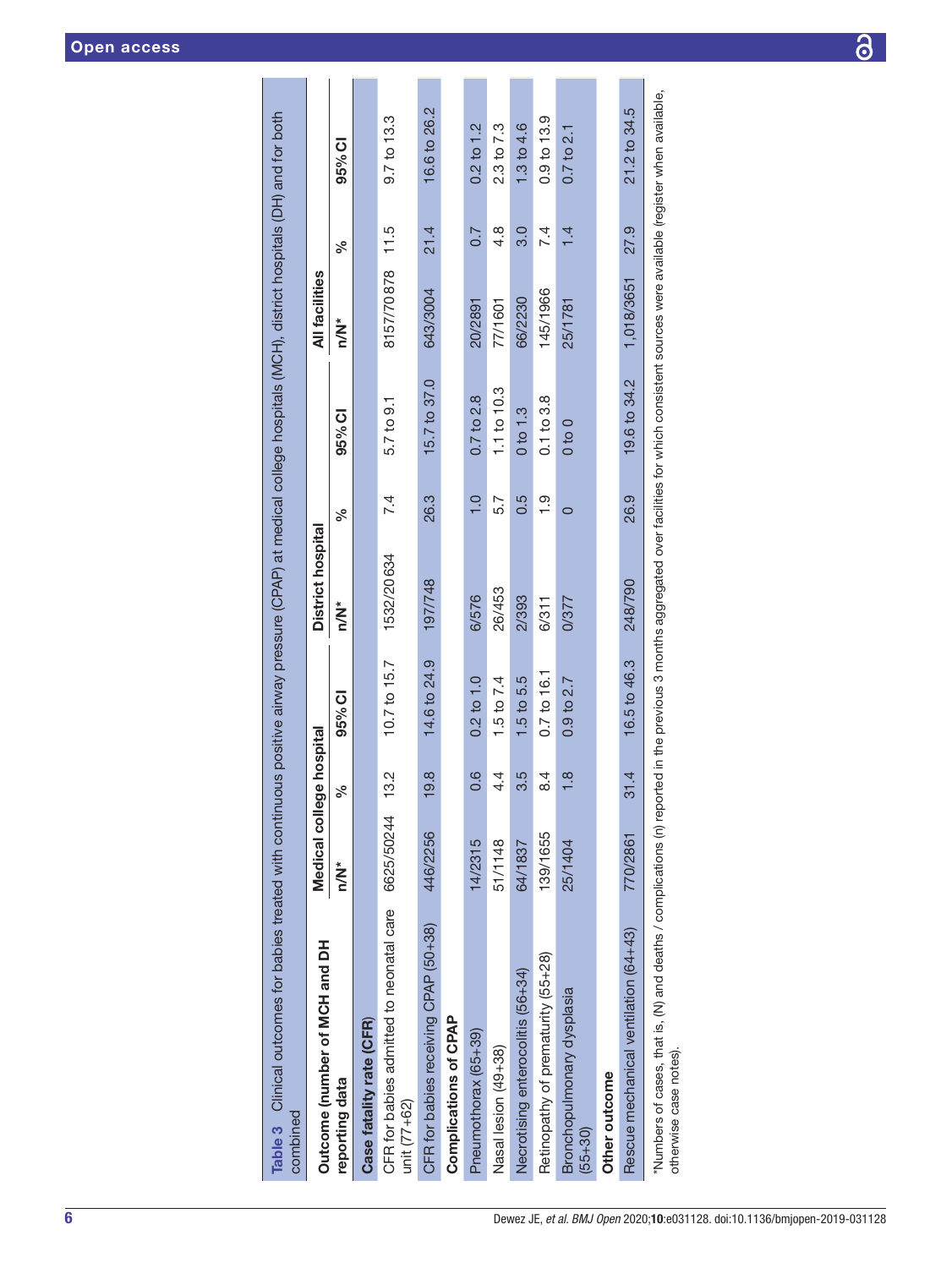**Table 3** Clinical outcomes for babies treated with continuous positive airway pressure (CPAP) at medical college hospitals (MCH), district hospitals (DH) and for both combined

| Outcome (number of MCH and DH reporting data | Medical college hospital | | | District hospital | | | All facilities | | |
|---|---|---|---|---|---|---|---|---|---|
| | n/N* | % | 95% CI | n/N* | % | 95% CI | n/N* | % | 95% CI |
| **Case fatality rate (CFR)** | | | | | | | | | |
| CFR for babies admitted to neonatal care unit (77+62) | 6625/50244 | 13.2 | 10.7 to 15.7 | 1532/20634 | 7.4 | 5.7 to 9.1 | 8157/70878 | 11.5 | 9.7 to 13.3 |
| CFR for babies receiving CPAP (50+38) | 446/2256 | 19.8 | 14.6 to 24.9 | 197/748 | 26.3 | 15.7 to 37.0 | 643/3004 | 21.4 | 16.6 to 26.2 |
| **Complications of CPAP** | | | | | | | | | |
| Pneumothorax (65+39) | 14/2315 | 0.6 | 0.2 to 1.0 | 6/576 | 1.0 | 0.7 to 2.8 | 20/2891 | 0.7 | 0.2 to 1.2 |
| Nasal lesion (49+38) | 51/1148 | 4.4 | 1.5 to 7.4 | 26/453 | 5.7 | 1.1 to 10.3 | 77/1601 | 4.8 | 2.3 to 7.3 |
| Necrotising enterocolitis (56+34) | 64/1837 | 3.5 | 1.5 to 5.5 | 2/393 | 0.5 | 0 to 1.3 | 66/2230 | 3.0 | 1.3 to 4.6 |
| Retinopathy of prematurity (55+28) | 139/1655 | 8.4 | 0.7 to 16.1 | 6/311 | 1.9 | 0.1 to 3.8 | 145/1966 | 7.4 | 0.9 to 13.9 |
| Bronchopulmonary dysplasia (55+30) | 25/1404 | 1.8 | 0.9 to 2.7 | 0/377 | 0 | 0 to 0 | 25/1781 | 1.4 | 0.7 to 2.1 |
| **Other outcome** | | | | | | | | | |
| Rescue mechanical ventilation (64+43) | 770/2861 | 31.4 | 16.5 to 46.3 | 248/790 | 26.9 | 19.6 to 34.2 | 1,018/3651 | 27.9 | 21.2 to 34.5 |

*Numbers of cases, that is, (N) and deaths / complications (n) reported in the previous 3 months aggregated over facilities for which consistent sources were available (register when available, otherwise case notes).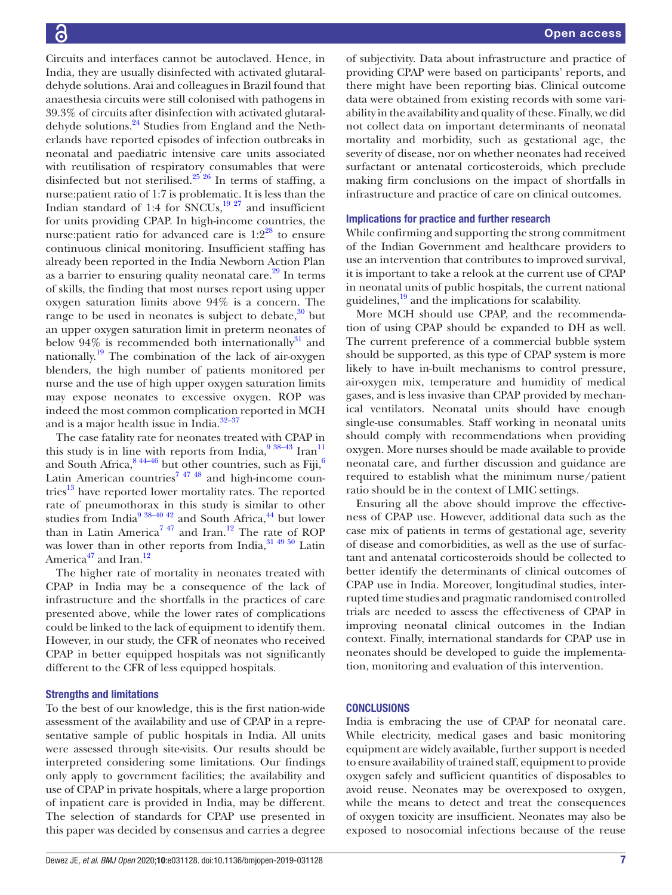Circuits and interfaces cannot be autoclaved. Hence, in India, they are usually disinfected with activated glutaraldehyde solutions. Arai and colleagues in Brazil found that anaesthesia circuits were still colonised with pathogens in 39.3% of circuits after disinfection with activated glutaraldehyde solutions.[24] Studies from England and the Netherlands have reported episodes of infection outbreaks in neonatal and paediatric intensive care units associated with reutilisation of respiratory consumables that were disinfected but not sterilised.[25 26] In terms of staffing, a nurse:patient ratio of 1:7 is problematic. It is less than the Indian standard of 1:4 for SNCUs,[19 27] and insufficient for units providing CPAP. In high-income countries, the nurse:patient ratio for advanced care is 1:2[28] to ensure continuous clinical monitoring. Insufficient staffing has already been reported in the India Newborn Action Plan as a barrier to ensuring quality neonatal care.[29] In terms of skills, the finding that most nurses report using upper oxygen saturation limits above 94% is a concern. The range to be used in neonates is subject to debate,[30] but an upper oxygen saturation limit in preterm neonates of below 94% is recommended both internationally[31] and nationally.[19] The combination of the lack of air-oxygen blenders, the high number of patients monitored per nurse and the use of high upper oxygen saturation limits may expose neonates to excessive oxygen. ROP was indeed the most common complication reported in MCH and is a major health issue in India.[32–37]

The case fatality rate for neonates treated with CPAP in this study is in line with reports from India,[9 38–43] Iran[11] and South Africa,[8 44–46] but other countries, such as Fiji,[6] Latin American countries[7 47 48] and high-income countries[13] have reported lower mortality rates. The reported rate of pneumothorax in this study is similar to other studies from India[9 38–40 42] and South Africa,[44] but lower than in Latin America[7 47] and Iran.[12] The rate of ROP was lower than in other reports from India,[31 49 50] Latin America[47] and Iran.[12]

The higher rate of mortality in neonates treated with CPAP in India may be a consequence of the lack of infrastructure and the shortfalls in the practices of care presented above, while the lower rates of complications could be linked to the lack of equipment to identify them. However, in our study, the CFR of neonates who received CPAP in better equipped hospitals was not significantly different to the CFR of less equipped hospitals.

### Strengths and limitations

To the best of our knowledge, this is the first nation-wide assessment of the availability and use of CPAP in a representative sample of public hospitals in India. All units were assessed through site-visits. Our results should be interpreted considering some limitations. Our findings only apply to government facilities; the availability and use of CPAP in private hospitals, where a large proportion of inpatient care is provided in India, may be different. The selection of standards for CPAP use presented in this paper was decided by consensus and carries a degree of subjectivity. Data about infrastructure and practice of providing CPAP were based on participants' reports, and there might have been reporting bias. Clinical outcome data were obtained from existing records with some variability in the availability and quality of these. Finally, we did not collect data on important determinants of neonatal mortality and morbidity, such as gestational age, the severity of disease, nor on whether neonates had received surfactant or antenatal corticosteroids, which preclude making firm conclusions on the impact of shortfalls in infrastructure and practice of care on clinical outcomes.

### Implications for practice and further research

While confirming and supporting the strong commitment of the Indian Government and healthcare providers to use an intervention that contributes to improved survival, it is important to take a relook at the current use of CPAP in neonatal units of public hospitals, the current national guidelines,[19] and the implications for scalability.

More MCH should use CPAP, and the recommendation of using CPAP should be expanded to DH as well. The current preference of a commercial bubble system should be supported, as this type of CPAP system is more likely to have in-built mechanisms to control pressure, air-oxygen mix, temperature and humidity of medical gases, and is less invasive than CPAP provided by mechanical ventilators. Neonatal units should have enough single-use consumables. Staff working in neonatal units should comply with recommendations when providing oxygen. More nurses should be made available to provide neonatal care, and further discussion and guidance are required to establish what the minimum nurse/patient ratio should be in the context of LMIC settings.

Ensuring all the above should improve the effectiveness of CPAP use. However, additional data such as the case mix of patients in terms of gestational age, severity of disease and comorbidities, as well as the use of surfactant and antenatal corticosteroids should be collected to better identify the determinants of clinical outcomes of CPAP use in India. Moreover, longitudinal studies, interrupted time studies and pragmatic randomised controlled trials are needed to assess the effectiveness of CPAP in improving neonatal clinical outcomes in the Indian context. Finally, international standards for CPAP use in neonates should be developed to guide the implementation, monitoring and evaluation of this intervention.

## CONCLUSIONS

India is embracing the use of CPAP for neonatal care. While electricity, medical gases and basic monitoring equipment are widely available, further support is needed to ensure availability of trained staff, equipment to provide oxygen safely and sufficient quantities of disposables to avoid reuse. Neonates may be overexposed to oxygen, while the means to detect and treat the consequences of oxygen toxicity are insufficient. Neonates may also be exposed to nosocomial infections because of the reuse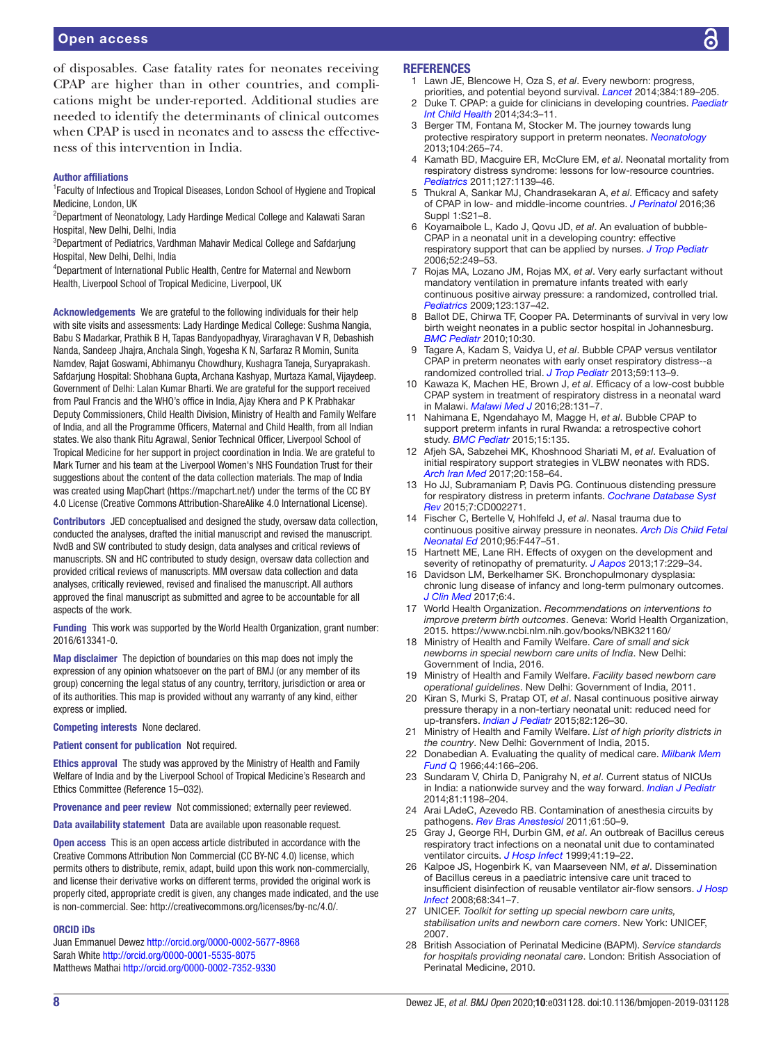of disposables. Case fatality rates for neonates receiving CPAP are higher than in other countries, and complications might be under-reported. Additional studies are needed to identify the determinants of clinical outcomes when CPAP is used in neonates and to assess the effectiveness of this intervention in India.

**Author affiliations**

[1]Faculty of Infectious and Tropical Diseases, London School of Hygiene and Tropical Medicine, London, UK

[2]Department of Neonatology, Lady Hardinge Medical College and Kalawati Saran Hospital, New Delhi, Delhi, India

[3]Department of Pediatrics, Vardhman Mahavir Medical College and Safdarjung Hospital, New Delhi, Delhi, India

[4]Department of International Public Health, Centre for Maternal and Newborn Health, Liverpool School of Tropical Medicine, Liverpool, UK

**Acknowledgements** We are grateful to the following individuals for their help with site visits and assessments: Lady Hardinge Medical College: Sushma Nangia, Babu S Madarkar, Prathik B H, Tapas Bandyopadhyay, Viraraghavan V R, Debashish Nanda, Sandeep Jhajra, Anchala Singh, Yogesha K N, Sarfaraz R Momin, Sunita Namdev, Rajat Goswami, Abhimanyu Chowdhury, Kushagra Taneja, Suryaprakash. Safdarjung Hospital: Shobhana Gupta, Archana Kashyap, Murtaza Kamal, Vijaydeep. Government of Delhi: Lalan Kumar Bharti. We are grateful for the support received from Paul Francis and the WHO's office in India, Ajay Khera and P K Prabhakar Deputy Commissioners, Child Health Division, Ministry of Health and Family Welfare of India, and all the Programme Officers, Maternal and Child Health, from all Indian states. We also thank Ritu Agrawal, Senior Technical Officer, Liverpool School of Tropical Medicine for her support in project coordination in India. We are grateful to Mark Turner and his team at the Liverpool Women's NHS Foundation Trust for their suggestions about the content of the data collection materials. The map of India was created using MapChart (https://mapchart.net/) under the terms of the CC BY 4.0 License (Creative Commons Attribution-ShareAlike 4.0 International License).

**Contributors** JED conceptualised and designed the study, oversaw data collection, conducted the analyses, drafted the initial manuscript and revised the manuscript. NvdB and SW contributed to study design, data analyses and critical reviews of manuscripts. SN and HC contributed to study design, oversaw data collection and provided critical reviews of manuscripts. MM oversaw data collection and data analyses, critically reviewed, revised and finalised the manuscript. All authors approved the final manuscript as submitted and agree to be accountable for all aspects of the work.

**Funding** This work was supported by the World Health Organization, grant number: 2016/613341-0.

**Map disclaimer** The depiction of boundaries on this map does not imply the expression of any opinion whatsoever on the part of BMJ (or any member of its group) concerning the legal status of any country, territory, jurisdiction or area or of its authorities. This map is provided without any warranty of any kind, either express or implied.

**Competing interests** None declared.

**Patient consent for publication** Not required.

**Ethics approval** The study was approved by the Ministry of Health and Family Welfare of India and by the Liverpool School of Tropical Medicine's Research and Ethics Committee (Reference 15–032).

**Provenance and peer review** Not commissioned; externally peer reviewed.

**Data availability statement** Data are available upon reasonable request.

**Open access** This is an open access article distributed in accordance with the Creative Commons Attribution Non Commercial (CC BY-NC 4.0) license, which permits others to distribute, remix, adapt, build upon this work non-commercially, and license their derivative works on different terms, provided the original work is properly cited, appropriate credit is given, any changes made indicated, and the use is non-commercial. See: http://creativecommons.org/licenses/by-nc/4.0/.

**ORCID iDs**

Juan Emmanuel Dewez http://orcid.org/0000-0002-5677-8968
Sarah White http://orcid.org/0000-0001-5535-8075
Matthews Mathai http://orcid.org/0000-0002-7352-9330

## REFERENCES

1. Lawn JE, Blencowe H, Oza S, *et al*. Every newborn: progress, priorities, and potential beyond survival. *Lancet* 2014;384:189–205.
2. Duke T. CPAP: a guide for clinicians in developing countries. *Paediatr Int Child Health* 2014;34:3–11.
3. Berger TM, Fontana M, Stocker M. The journey towards lung protective respiratory support in preterm neonates. *Neonatology* 2013;104:265–74.
4. Kamath BD, Macguire ER, McClure EM, *et al*. Neonatal mortality from respiratory distress syndrome: lessons for low-resource countries. *Pediatrics* 2011;127:1139–46.
5. Thukral A, Sankar MJ, Chandrasekaran A, *et al*. Efficacy and safety of CPAP in low- and middle-income countries. *J Perinatol* 2016;36 Suppl 1:S21–8.
6. Koyamaibole L, Kado J, Qovu JD, *et al*. An evaluation of bubble-CPAP in a neonatal unit in a developing country: effective respiratory support that can be applied by nurses. *J Trop Pediatr* 2006;52:249–53.
7. Rojas MA, Lozano JM, Rojas MX, *et al*. Very early surfactant without mandatory ventilation in premature infants treated with early continuous positive airway pressure: a randomized, controlled trial. *Pediatrics* 2009;123:137–42.
8. Ballot DE, Chirwa TF, Cooper PA. Determinants of survival in very low birth weight neonates in a public sector hospital in Johannesburg. *BMC Pediatr* 2010;10:30.
9. Tagare A, Kadam S, Vaidya U, *et al*. Bubble CPAP versus ventilator CPAP in preterm neonates with early onset respiratory distress--a randomized controlled trial. *J Trop Pediatr* 2013;59:113–9.
10. Kawaza K, Machen HE, Brown J, *et al*. Efficacy of a low-cost bubble CPAP system in treatment of respiratory distress in a neonatal ward in Malawi. *Malawi Med J* 2016;28:131–7.
11. Nahimana E, Ngendahayo M, Magge H, *et al*. Bubble CPAP to support preterm infants in rural Rwanda: a retrospective cohort study. *BMC Pediatr* 2015;15:135.
12. Afjeh SA, Sabzehei MK, Khoshnood Shariati M, *et al*. Evaluation of initial respiratory support strategies in VLBW neonates with RDS. *Arch Iran Med* 2017;20:158–64.
13. Ho JJ, Subramaniam P, Davis PG. Continuous distending pressure for respiratory distress in preterm infants. *Cochrane Database Syst Rev* 2015;7:CD002271.
14. Fischer C, Bertelle V, Hohlfeld J, *et al*. Nasal trauma due to continuous positive airway pressure in neonates. *Arch Dis Child Fetal Neonatal Ed* 2010;95:F447–51.
15. Hartnett ME, Lane RH. Effects of oxygen on the development and severity of retinopathy of prematurity. *J Aapos* 2013;17:229–34.
16. Davidson LM, Berkelhamer SK. Bronchopulmonary dysplasia: chronic lung disease of infancy and long-term pulmonary outcomes. *J Clin Med* 2017;6:4.
17. World Health Organization. *Recommendations on interventions to improve preterm birth outcomes*. Geneva: World Health Organization, 2015. https://www.ncbi.nlm.nih.gov/books/NBK321160/
18. Ministry of Health and Family Welfare. *Care of small and sick newborns in special newborn care units of India*. New Delhi: Government of India, 2016.
19. Ministry of Health and Family Welfare. *Facility based newborn care operational guidelines*. New Delhi: Government of India, 2011.
20. Kiran S, Murki S, Pratap OT, *et al*. Nasal continuous positive airway pressure therapy in a non-tertiary neonatal unit: reduced need for up-transfers. *Indian J Pediatr* 2015;82:126–30.
21. Ministry of Health and Family Welfare. *List of high priority districts in the country*. New Delhi: Government of India, 2015.
22. Donabedian A. Evaluating the quality of medical care. *Milbank Mem Fund Q* 1966;44:166–206.
23. Sundaram V, Chirla D, Panigrahy N, *et al*. Current status of NICUs in India: a nationwide survey and the way forward. *Indian J Pediatr* 2014;81:1198–204.
24. Arai LAdeC, Azevedo RB. Contamination of anesthesia circuits by pathogens. *Rev Bras Anestesiol* 2011;61:50–9.
25. Gray J, George RH, Durbin GM, *et al*. An outbreak of Bacillus cereus respiratory tract infections on a neonatal unit due to contaminated ventilator circuits. *J Hosp Infect* 1999;41:19–22.
26. Kalpoe JS, Hogenbirk K, van Maarseveen NM, *et al*. Dissemination of Bacillus cereus in a paediatric intensive care unit traced to insufficient disinfection of reusable ventilator air-flow sensors. *J Hosp Infect* 2008;68:341–7.
27. UNICEF. *Toolkit for setting up special newborn care units, stabilisation units and newborn care corners*. New York: UNICEF, 2007.
28. British Association of Perinatal Medicine (BAPM). *Service standards for hospitals providing neonatal care*. London: British Association of Perinatal Medicine, 2010.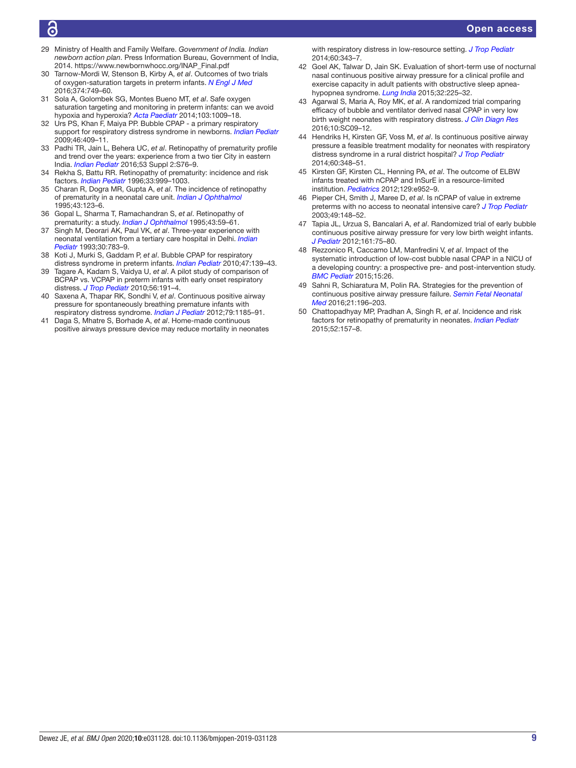29 Ministry of Health and Family Welfare. *Government of India. Indian newborn action plan*. Press Information Bureau, Government of India, 2014. https://www.newbornwhocc.org/INAP_Final.pdf
30 Tarnow-Mordi W, Stenson B, Kirby A, *et al*. Outcomes of two trials of oxygen-saturation targets in preterm infants. *N Engl J Med* 2016;374:749–60.
31 Sola A, Golombek SG, Montes Bueno MT, *et al*. Safe oxygen saturation targeting and monitoring in preterm infants: can we avoid hypoxia and hyperoxia? *Acta Paediatr* 2014;103:1009–18.
32 Urs PS, Khan F, Maiya PP. Bubble CPAP - a primary respiratory support for respiratory distress syndrome in newborns. *Indian Pediatr* 2009;46:409–11.
33 Padhi TR, Jain L, Behera UC, *et al*. Retinopathy of prematurity profile and trend over the years: experience from a two tier City in eastern India. *Indian Pediatr* 2016;53 Suppl 2:S76–9.
34 Rekha S, Battu RR. Retinopathy of prematurity: incidence and risk factors. *Indian Pediatr* 1996;33:999–1003.
35 Charan R, Dogra MR, Gupta A, *et al*. The incidence of retinopathy of prematurity in a neonatal care unit. *Indian J Ophthalmol* 1995;43:123–6.
36 Gopal L, Sharma T, Ramachandran S, *et al*. Retinopathy of prematurity: a study. *Indian J Ophthalmol* 1995;43:59–61.
37 Singh M, Deorari AK, Paul VK, *et al*. Three-year experience with neonatal ventilation from a tertiary care hospital in Delhi. *Indian Pediatr* 1993;30:783–9.
38 Koti J, Murki S, Gaddam P, *et al*. Bubble CPAP for respiratory distress syndrome in preterm infants. *Indian Pediatr* 2010;47:139–43.
39 Tagare A, Kadam S, Vaidya U, *et al*. A pilot study of comparison of BCPAP vs. VCPAP in preterm infants with early onset respiratory distress. *J Trop Pediatr* 2010;56:191–4.
40 Saxena A, Thapar RK, Sondhi V, *et al*. Continuous positive airway pressure for spontaneously breathing premature infants with respiratory distress syndrome. *Indian J Pediatr* 2012;79:1185–91.
41 Daga S, Mhatre S, Borhade A, *et al*. Home-made continuous positive airways pressure device may reduce mortality in neonates with respiratory distress in low-resource setting. *J Trop Pediatr* 2014;60:343–7.
42 Goel AK, Talwar D, Jain SK. Evaluation of short-term use of nocturnal nasal continuous positive airway pressure for a clinical profile and exercise capacity in adult patients with obstructive sleep apnea-hypopnea syndrome. *Lung India* 2015;32:225–32.
43 Agarwal S, Maria A, Roy MK, *et al*. A randomized trial comparing efficacy of bubble and ventilator derived nasal CPAP in very low birth weight neonates with respiratory distress. *J Clin Diagn Res* 2016;10:SC09–12.
44 Hendriks H, Kirsten GF, Voss M, *et al*. Is continuous positive airway pressure a feasible treatment modality for neonates with respiratory distress syndrome in a rural district hospital? *J Trop Pediatr* 2014;60:348–51.
45 Kirsten GF, Kirsten CL, Henning PA, *et al*. The outcome of ELBW infants treated with nCPAP and InSurE in a resource-limited institution. *Pediatrics* 2012;129:e952–9.
46 Pieper CH, Smith J, Maree D, *et al*. Is nCPAP of value in extreme preterms with no access to neonatal intensive care? *J Trop Pediatr* 2003;49:148–52.
47 Tapia JL, Urzua S, Bancalari A, *et al*. Randomized trial of early bubble continuous positive airway pressure for very low birth weight infants. *J Pediatr* 2012;161:75–80.
48 Rezzonico R, Caccamo LM, Manfredini V, *et al*. Impact of the systematic introduction of low-cost bubble nasal CPAP in a NICU of a developing country: a prospective pre- and post-intervention study. *BMC Pediatr* 2015;15:26.
49 Sahni R, Schiaratura M, Polin RA. Strategies for the prevention of continuous positive airway pressure failure. *Semin Fetal Neonatal Med* 2016;21:196–203.
50 Chattopadhyay MP, Pradhan A, Singh R, *et al*. Incidence and risk factors for retinopathy of prematurity in neonates. *Indian Pediatr* 2015;52:157–8.